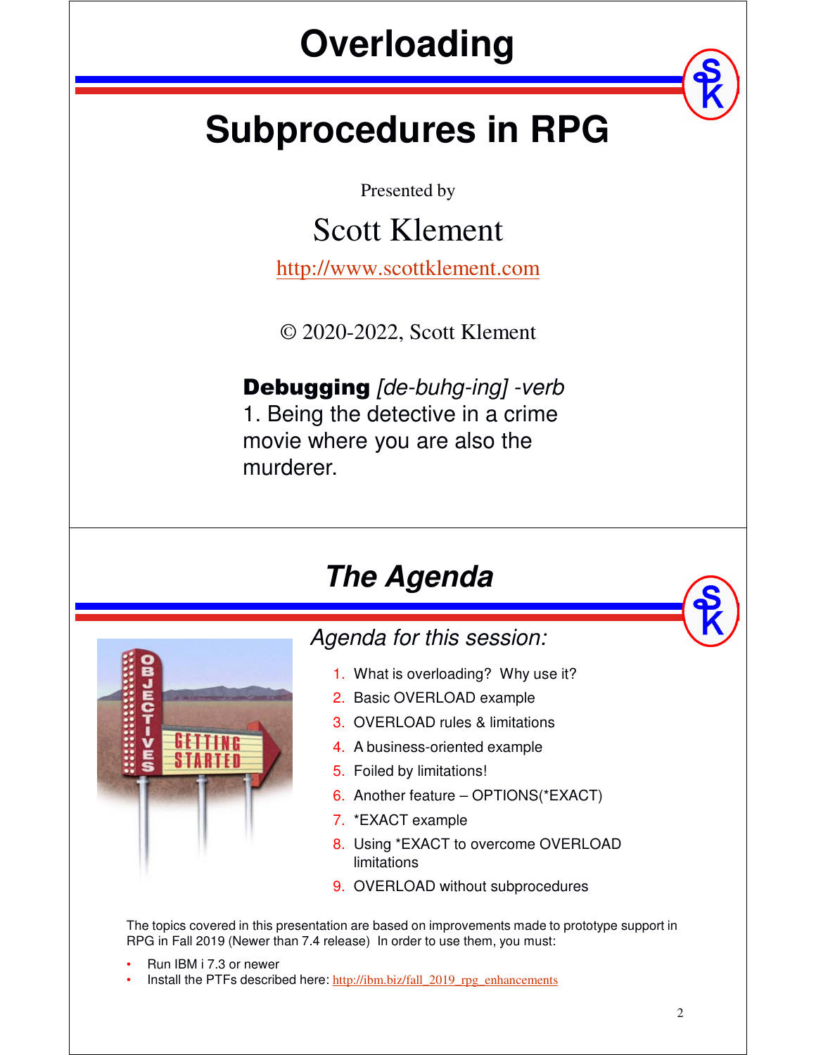# Overloading

# Subprocedures in RPG

Presented by

Scott Klement

http://www.scottklement.com

© 2020-2022, Scott Klement

**Debugging** *[de-buhg-ing] -verb*
1. Being the detective in a crime movie where you are also the murderer.

## *The Agenda*

*Agenda for this session:*

1. What is overloading? Why use it?
2. Basic OVERLOAD example
3. OVERLOAD rules & limitations
4. A business-oriented example
5. Foiled by limitations!
6. Another feature – OPTIONS(*EXACT)
7. *EXACT example
8. Using *EXACT to overcome OVERLOAD limitations
9. OVERLOAD without subprocedures

The topics covered in this presentation are based on improvements made to prototype support in RPG in Fall 2019 (Newer than 7.4 release) In order to use them, you must:

- Run IBM i 7.3 or newer
- Install the PTFs described here: http://ibm.biz/fall_2019_rpg_enhancements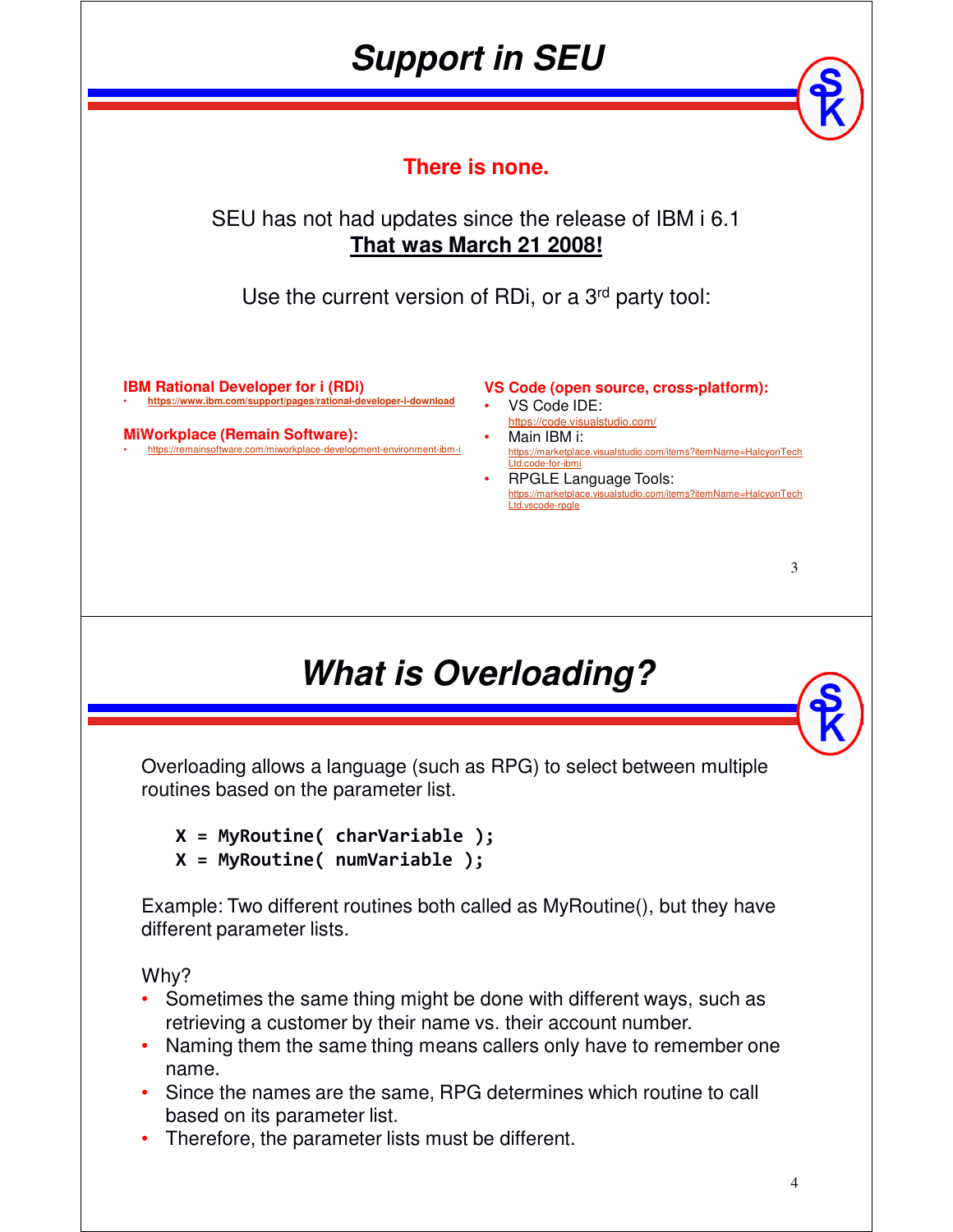# Support in SEU

**There is none.**

SEU has not had updates since the release of IBM i 6.1
**That was March 21 2008!**

Use the current version of RDi, or a 3rd party tool:

**IBM Rational Developer for i (RDi)**

- https://www.ibm.com/support/pages/rational-developer-i-download

**MiWorkplace (Remain Software):**

- https://remainsoftware.com/miworkplace-development-environment-ibm-i

**VS Code (open source, cross-platform):**

- VS Code IDE: https://code.visualstudio.com/
- Main IBM i: https://marketplace.visualstudio.com/items?itemName=HalcyonTechLtd.code-for-ibmi
- RPGLE Language Tools: https://marketplace.visualstudio.com/items?itemName=HalcyonTechLtd.vscode-rpgle

# What is Overloading?

Overloading allows a language (such as RPG) to select between multiple routines based on the parameter list.

```
X = MyRoutine( charVariable );
X = MyRoutine( numVariable );
```

Example: Two different routines both called as MyRoutine(), but they have different parameter lists.

Why?

- Sometimes the same thing might be done with different ways, such as retrieving a customer by their name vs. their account number.
- Naming them the same thing means callers only have to remember one name.
- Since the names are the same, RPG determines which routine to call based on its parameter list.
- Therefore, the parameter lists must be different.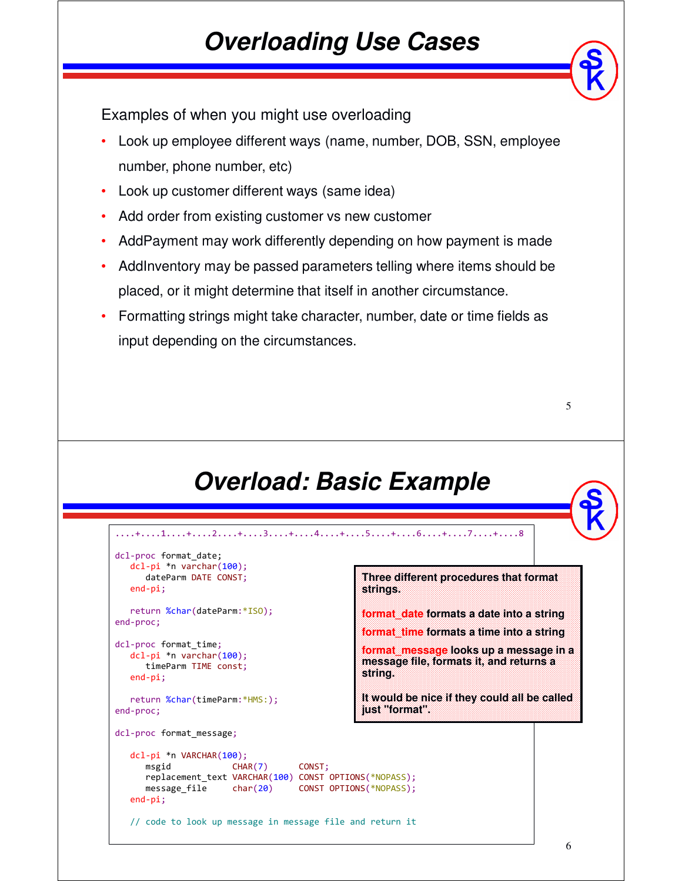# Overloading Use Cases

Examples of when you might use overloading

- Look up employee different ways (name, number, DOB, SSN, employee number, phone number, etc)
- Look up customer different ways (same idea)
- Add order from existing customer vs new customer
- AddPayment may work differently depending on how payment is made
- AddInventory may be passed parameters telling where items should be placed, or it might determine that itself in another circumstance.
- Formatting strings might take character, number, date or time fields as input depending on the circumstances.

# Overload: Basic Example

```
....+....1....+....2....+....3....+....4....+....5....+....6....+....7....+....8

dcl-proc format_date;
   dcl-pi *n varchar(100);
      dateParm DATE CONST;
   end-pi;

   return %char(dateParm:*ISO);
end-proc;

dcl-proc format_time;
   dcl-pi *n varchar(100);
      timeParm TIME const;
   end-pi;

   return %char(timeParm:*HMS:);
end-proc;

dcl-proc format_message;

   dcl-pi *n VARCHAR(100);
      msgid            CHAR(7)      CONST;
      replacement_text VARCHAR(100) CONST OPTIONS(*NOPASS);
      message_file     char(20)     CONST OPTIONS(*NOPASS);
   end-pi;

   // code to look up message in message file and return it
```

**Three different procedures that format strings.**

**format_date formats a date into a string**

**format_time formats a time into a string**

**format_message looks up a message in a message file, formats it, and returns a string.**

**It would be nice if they could all be called just "format".**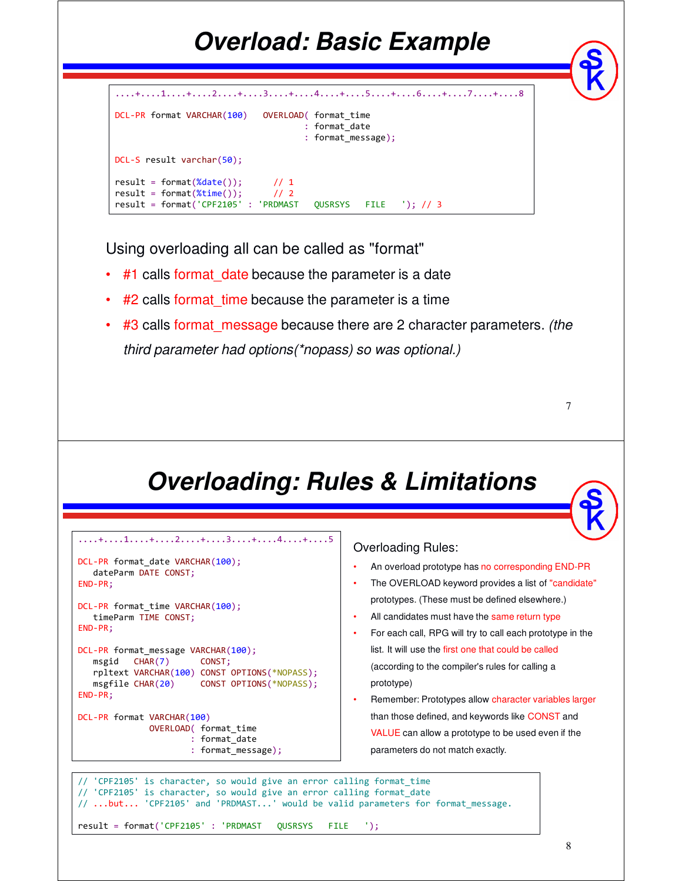# Overload: Basic Example

```
....+....1....+....2....+....3....+....4....+....5....+....6....+....7....+....8

DCL-PR format VARCHAR(100)   OVERLOAD( format_time
                                     : format_date
                                     : format_message);

DCL-S result varchar(50);

result = format(%date());      // 1
result = format(%time());      // 2
result = format('CPF2105' : 'PRDMAST   QUSRSYS   FILE   '); // 3
```

Using overloading all can be called as "format"

- #1 calls format_date because the parameter is a date
- #2 calls format_time because the parameter is a time
- #3 calls format_message because there are 2 character parameters. *(the third parameter had options(*nopass) so was optional.)*

# Overloading: Rules & Limitations

```
....+....1....+....2....+....3....+....4....+....5

DCL-PR format_date VARCHAR(100);
   dateParm DATE CONST;
END-PR;

DCL-PR format_time VARCHAR(100);
   timeParm TIME CONST;
END-PR;

DCL-PR format_message VARCHAR(100);
   msgid   CHAR(7)      CONST;
   rpltext VARCHAR(100) CONST OPTIONS(*NOPASS);
   msgfile CHAR(20)     CONST OPTIONS(*NOPASS);
END-PR;

DCL-PR format VARCHAR(100)
             OVERLOAD( format_time
                     : format_date
                     : format_message);
```

Overloading Rules:

- An overload prototype has no corresponding END-PR
- The OVERLOAD keyword provides a list of "candidate" prototypes. (These must be defined elsewhere.)
- All candidates must have the same return type
- For each call, RPG will try to call each prototype in the list. It will use the first one that could be called (according to the compiler's rules for calling a prototype)
- Remember: Prototypes allow character variables larger than those defined, and keywords like CONST and VALUE can allow a prototype to be used even if the parameters do not match exactly.

```
// 'CPF2105' is character, so would give an error calling format_time
// 'CPF2105' is character, so would give an error calling format_date
// ...but... 'CPF2105' and 'PRDMAST...' would be valid parameters for format_message.

result = format('CPF2105' : 'PRDMAST   QUSRSYS   FILE   ');
```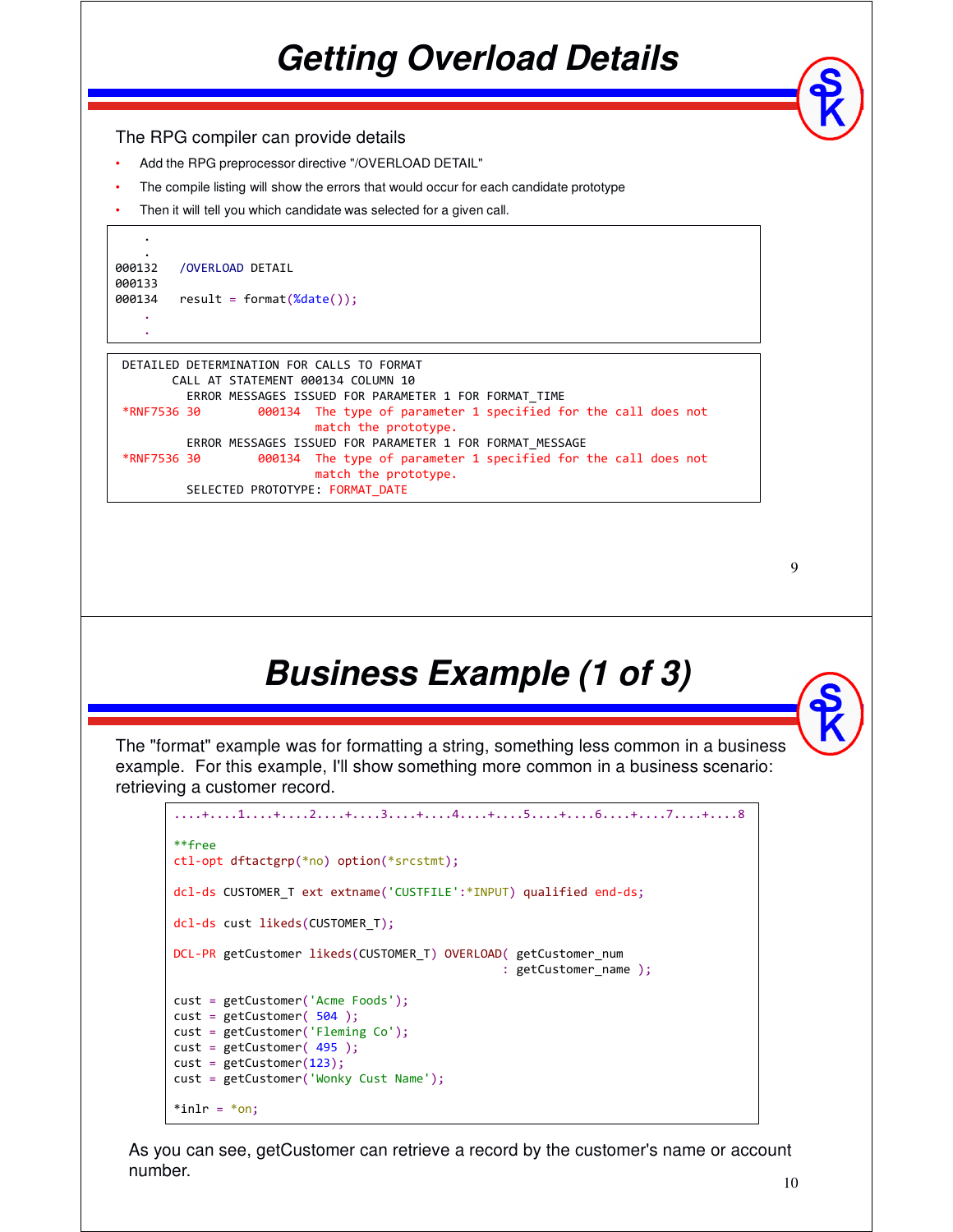# Getting Overload Details

The RPG compiler can provide details

- Add the RPG preprocessor directive "/OVERLOAD DETAIL"
- The compile listing will show the errors that would occur for each candidate prototype
- Then it will tell you which candidate was selected for a given call.

```
    .
    .
000132   /OVERLOAD DETAIL
000133
000134   result = format(%date());
    .
    .
```

```
 DETAILED DETERMINATION FOR CALLS TO FORMAT
        CALL AT STATEMENT 000134 COLUMN 10
          ERROR MESSAGES ISSUED FOR PARAMETER 1 FOR FORMAT_TIME
 *RNF7536 30        000134  The type of parameter 1 specified for the call does not
                            match the prototype.
          ERROR MESSAGES ISSUED FOR PARAMETER 1 FOR FORMAT_MESSAGE
 *RNF7536 30        000134  The type of parameter 1 specified for the call does not
                            match the prototype.
          SELECTED PROTOTYPE: FORMAT_DATE
```

# Business Example (1 of 3)

The "format" example was for formatting a string, something less common in a business example. For this example, I'll show something more common in a business scenario: retrieving a customer record.

```
....+....1....+....2....+....3....+....4....+....5....+....6....+....7....+....8

**free
ctl-opt dftactgrp(*no) option(*srcstmt);

dcl-ds CUSTOMER_T ext extname('CUSTFILE':*INPUT) qualified end-ds;

dcl-ds cust likeds(CUSTOMER_T);

DCL-PR getCustomer likeds(CUSTOMER_T) OVERLOAD( getCustomer_num
                                               : getCustomer_name );

cust = getCustomer('Acme Foods');
cust = getCustomer( 504 );
cust = getCustomer('Fleming Co');
cust = getCustomer( 495 );
cust = getCustomer(123);
cust = getCustomer('Wonky Cust Name');

*inlr = *on;
```

As you can see, getCustomer can retrieve a record by the customer's name or account number.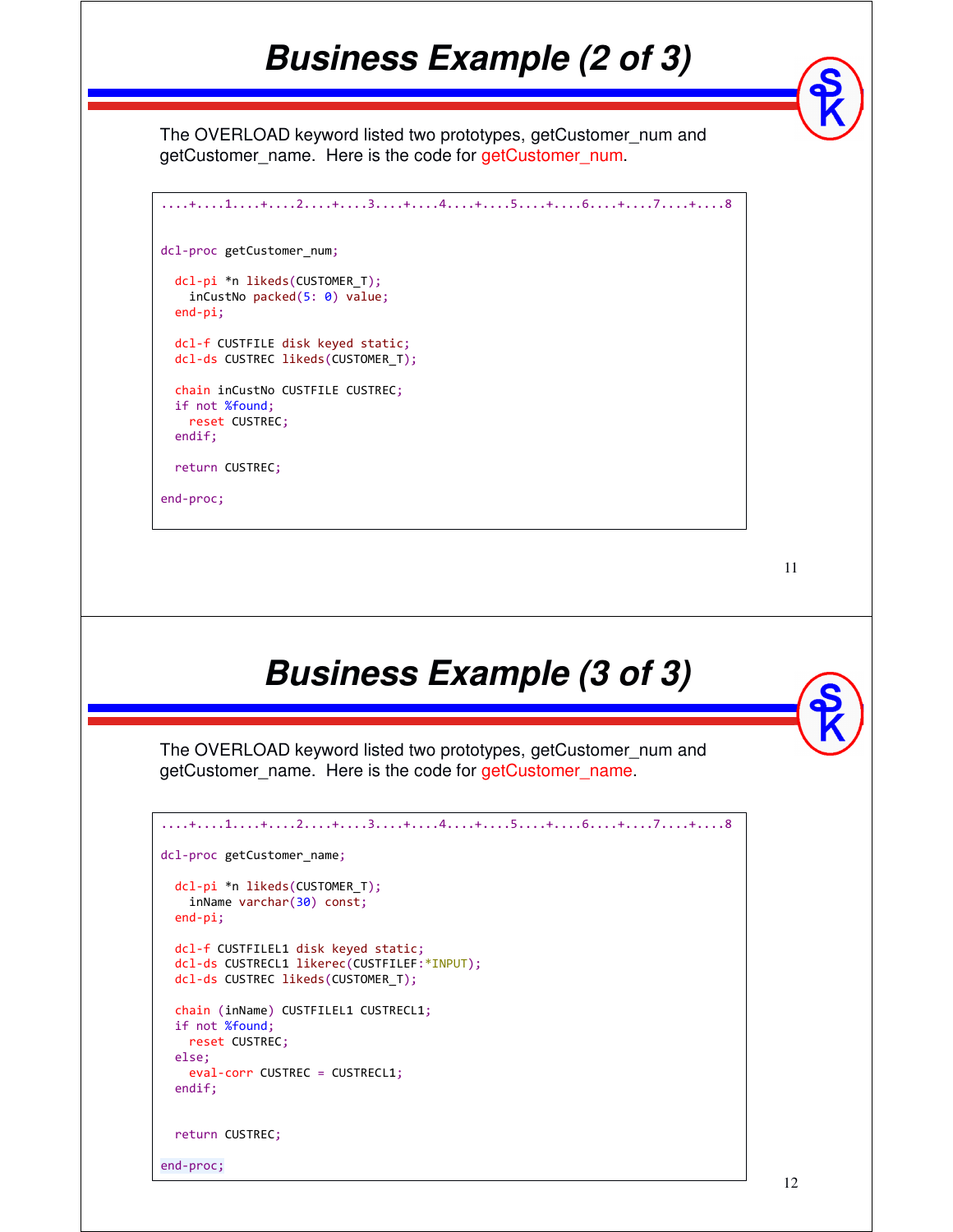# Business Example (2 of 3)

The OVERLOAD keyword listed two prototypes, getCustomer_num and getCustomer_name. Here is the code for getCustomer_num.

```
....+....1....+....2....+....3....+....4....+....5....+....6....+....7....+....8

dcl-proc getCustomer_num;

  dcl-pi *n likeds(CUSTOMER_T);
    inCustNo packed(5: 0) value;
  end-pi;

  dcl-f CUSTFILE disk keyed static;
  dcl-ds CUSTREC likeds(CUSTOMER_T);

  chain inCustNo CUSTFILE CUSTREC;
  if not %found;
    reset CUSTREC;
  endif;

  return CUSTREC;

end-proc;
```

# Business Example (3 of 3)

The OVERLOAD keyword listed two prototypes, getCustomer_num and getCustomer_name. Here is the code for getCustomer_name.

```
....+....1....+....2....+....3....+....4....+....5....+....6....+....7....+....8

dcl-proc getCustomer_name;

  dcl-pi *n likeds(CUSTOMER_T);
    inName varchar(30) const;
  end-pi;

  dcl-f CUSTFILEL1 disk keyed static;
  dcl-ds CUSTRECL1 likerec(CUSTFILEF:*INPUT);
  dcl-ds CUSTREC likeds(CUSTOMER_T);

  chain (inName) CUSTFILEL1 CUSTRECL1;
  if not %found;
    reset CUSTREC;
  else;
    eval-corr CUSTREC = CUSTRECL1;
  endif;


  return CUSTREC;

end-proc;
```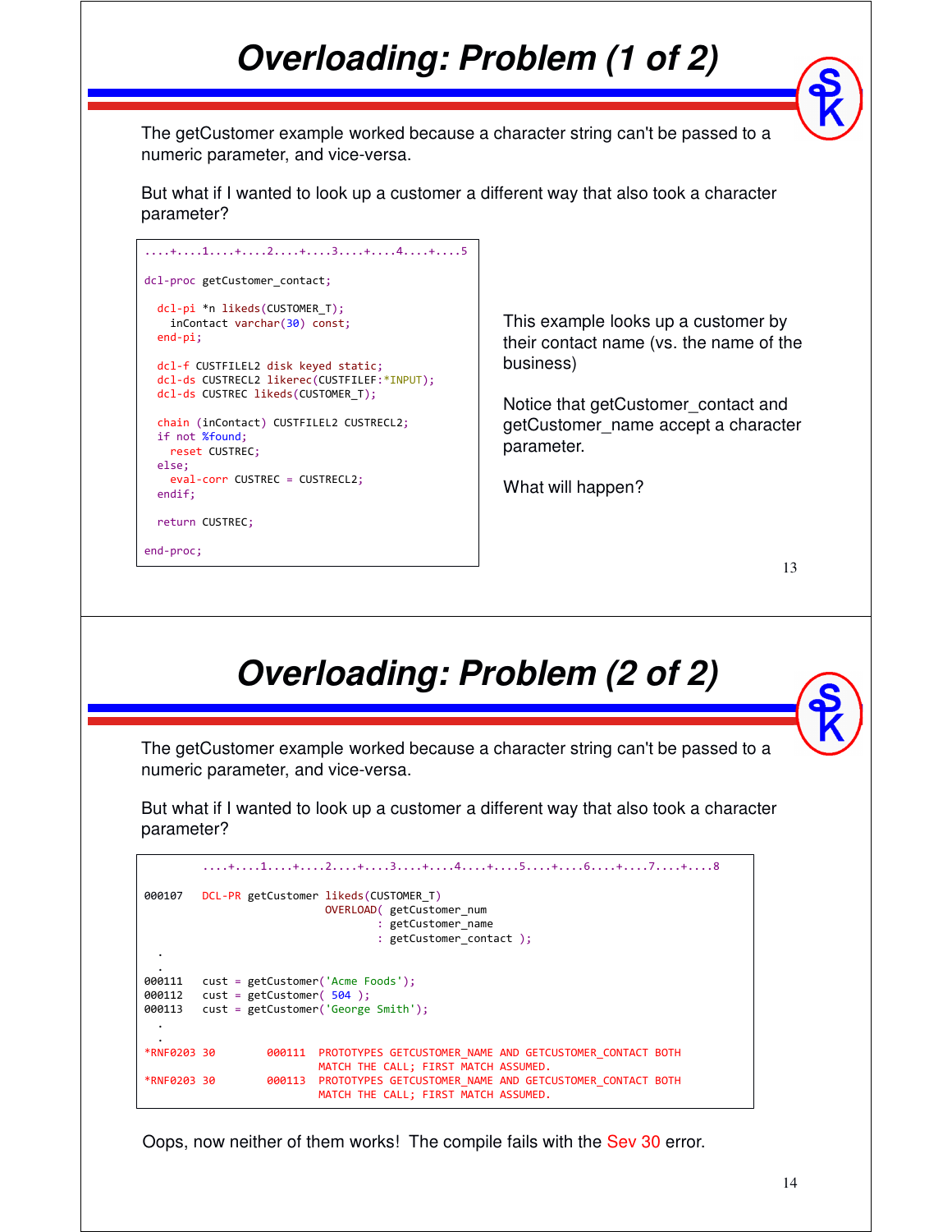# Overloading: Problem (1 of 2)

The getCustomer example worked because a character string can't be passed to a numeric parameter, and vice-versa.

But what if I wanted to look up a customer a different way that also took a character parameter?

```
....+....1....+....2....+....3....+....4....+....5

dcl-proc getCustomer_contact;

  dcl-pi *n likeds(CUSTOMER_T);
    inContact varchar(30) const;
  end-pi;

  dcl-f CUSTFILEL2 disk keyed static;
  dcl-ds CUSTRECL2 likerec(CUSTFILEF:*INPUT);
  dcl-ds CUSTREC likeds(CUSTOMER_T);

  chain (inContact) CUSTFILEL2 CUSTRECL2;
  if not %found;
    reset CUSTREC;
  else;
    eval-corr CUSTREC = CUSTRECL2;
  endif;

  return CUSTREC;

end-proc;
```

This example looks up a customer by their contact name (vs. the name of the business)

Notice that getCustomer_contact and getCustomer_name accept a character parameter.

What will happen?

# Overloading: Problem (2 of 2)

The getCustomer example worked because a character string can't be passed to a numeric parameter, and vice-versa.

But what if I wanted to look up a customer a different way that also took a character parameter?

```
        ....+....1....+....2....+....3....+....4....+....5....+....6....+....7....+....8

000107   DCL-PR getCustomer likeds(CUSTOMER_T)
                            OVERLOAD( getCustomer_num
                                    : getCustomer_name
                                    : getCustomer_contact );
  .
  .
000111   cust = getCustomer('Acme Foods');
000112   cust = getCustomer( 504 );
000113   cust = getCustomer('George Smith');
  .
  .
*RNF0203 30        000111  PROTOTYPES GETCUSTOMER_NAME AND GETCUSTOMER_CONTACT BOTH
                           MATCH THE CALL; FIRST MATCH ASSUMED.
*RNF0203 30        000113  PROTOTYPES GETCUSTOMER_NAME AND GETCUSTOMER_CONTACT BOTH
                           MATCH THE CALL; FIRST MATCH ASSUMED.
```

Oops, now neither of them works! The compile fails with the Sev 30 error.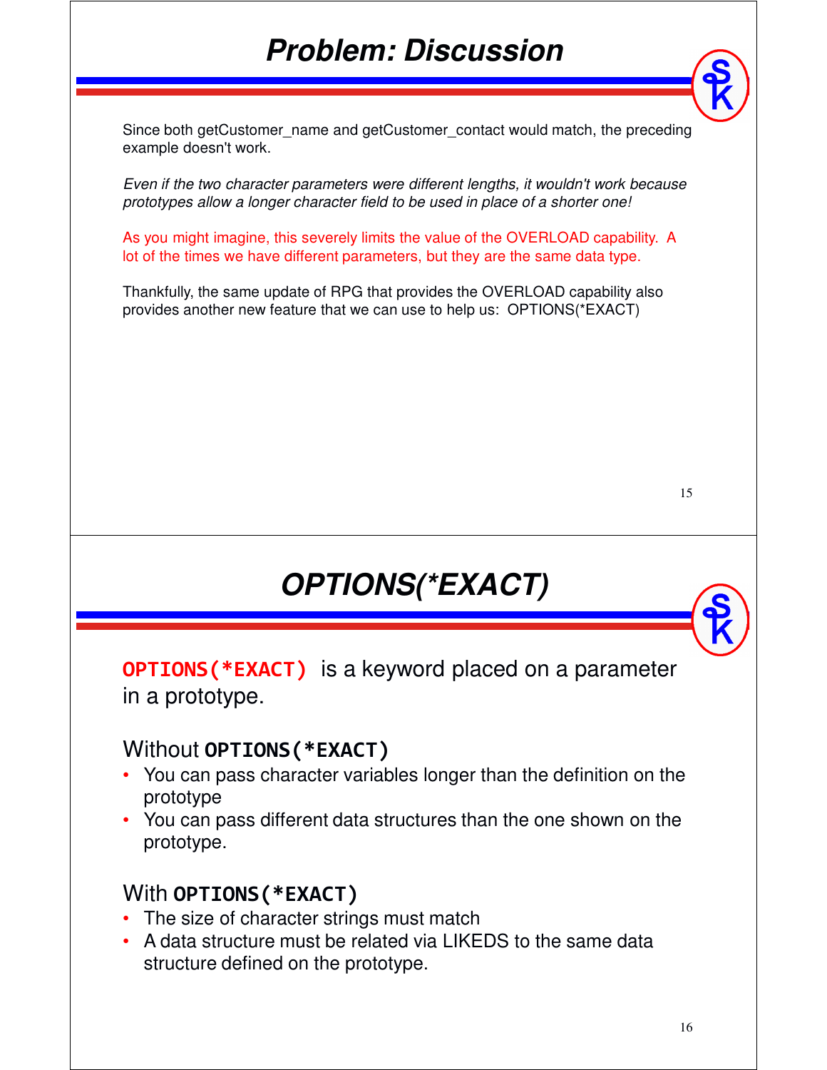# Problem: Discussion

Since both getCustomer_name and getCustomer_contact would match, the preceding example doesn't work.

*Even if the two character parameters were different lengths, it wouldn't work because prototypes allow a longer character field to be used in place of a shorter one!*

As you might imagine, this severely limits the value of the OVERLOAD capability. A lot of the times we have different parameters, but they are the same data type.

Thankfully, the same update of RPG that provides the OVERLOAD capability also provides another new feature that we can use to help us: OPTIONS(*EXACT)

# OPTIONS(*EXACT)

**OPTIONS(*EXACT)** is a keyword placed on a parameter in a prototype.

Without **OPTIONS(*EXACT)**

- You can pass character variables longer than the definition on the prototype
- You can pass different data structures than the one shown on the prototype.

With **OPTIONS(*EXACT)**

- The size of character strings must match
- A data structure must be related via LIKEDS to the same data structure defined on the prototype.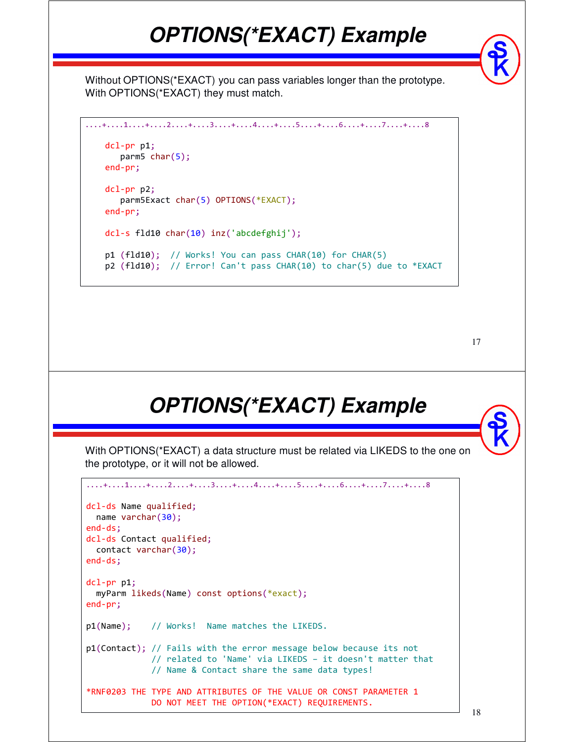# OPTIONS(*EXACT) Example

Without OPTIONS(*EXACT) you can pass variables longer than the prototype.
With OPTIONS(*EXACT) they must match.

```
....+....1....+....2....+....3....+....4....+....5....+....6....+....7....+....8

    dcl-pr p1;
       parm5 char(5);
    end-pr;

    dcl-pr p2;
       parm5Exact char(5) OPTIONS(*EXACT);
    end-pr;

    dcl-s fld10 char(10) inz('abcdefghij');

    p1 (fld10);  // Works! You can pass CHAR(10) for CHAR(5)
    p2 (fld10);  // Error! Can't pass CHAR(10) to char(5) due to *EXACT
```

# OPTIONS(*EXACT) Example

With OPTIONS(*EXACT) a data structure must be related via LIKEDS to the one on the prototype, or it will not be allowed.

```
....+....1....+....2....+....3....+....4....+....5....+....6....+....7....+....8

dcl-ds Name qualified;
  name varchar(30);
end-ds;
dcl-ds Contact qualified;
  contact varchar(30);
end-ds;

dcl-pr p1;
  myParm likeds(Name) const options(*exact);
end-pr;

p1(Name);    // Works!  Name matches the LIKEDS.

p1(Contact); // Fails with the error message below because its not
             // related to 'Name' via LIKEDS - it doesn't matter that
             // Name & Contact share the same data types!

*RNF0203 THE TYPE AND ATTRIBUTES OF THE VALUE OR CONST PARAMETER 1
             DO NOT MEET THE OPTION(*EXACT) REQUIREMENTS.
```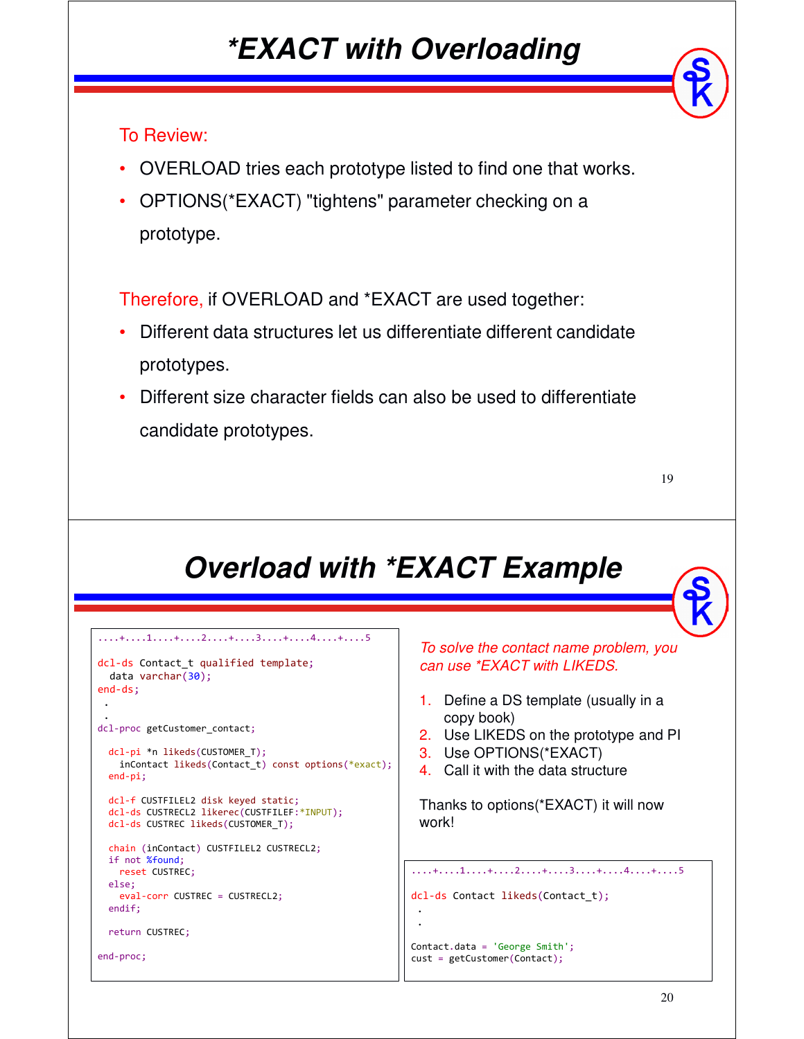# *EXACT with Overloading

To Review:

- OVERLOAD tries each prototype listed to find one that works.
- OPTIONS(*EXACT) "tightens" parameter checking on a prototype.

Therefore, if OVERLOAD and *EXACT are used together:

- Different data structures let us differentiate different candidate prototypes.
- Different size character fields can also be used to differentiate candidate prototypes.

# Overload with *EXACT Example

```
....+....1....+....2....+....3....+....4....+....5

dcl-ds Contact_t qualified template;
  data varchar(30);
end-ds;
 .
 .
dcl-proc getCustomer_contact;

  dcl-pi *n likeds(CUSTOMER_T);
    inContact likeds(Contact_t) const options(*exact);
  end-pi;

  dcl-f CUSTFILEL2 disk keyed static;
  dcl-ds CUSTRECL2 likerec(CUSTFILEF:*INPUT);
  dcl-ds CUSTREC likeds(CUSTOMER_T);

  chain (inContact) CUSTFILEL2 CUSTRECL2;
  if not %found;
    reset CUSTREC;
  else;
    eval-corr CUSTREC = CUSTRECL2;
  endif;

  return CUSTREC;

end-proc;
```

*To solve the contact name problem, you can use *EXACT with LIKEDS.*

1. Define a DS template (usually in a copy book)
2. Use LIKEDS on the prototype and PI
3. Use OPTIONS(*EXACT)
4. Call it with the data structure

Thanks to options(*EXACT) it will now work!

```
....+....1....+....2....+....3....+....4....+....5

dcl-ds Contact likeds(Contact_t);
 .
 .
Contact.data = 'George Smith';
cust = getCustomer(Contact);
```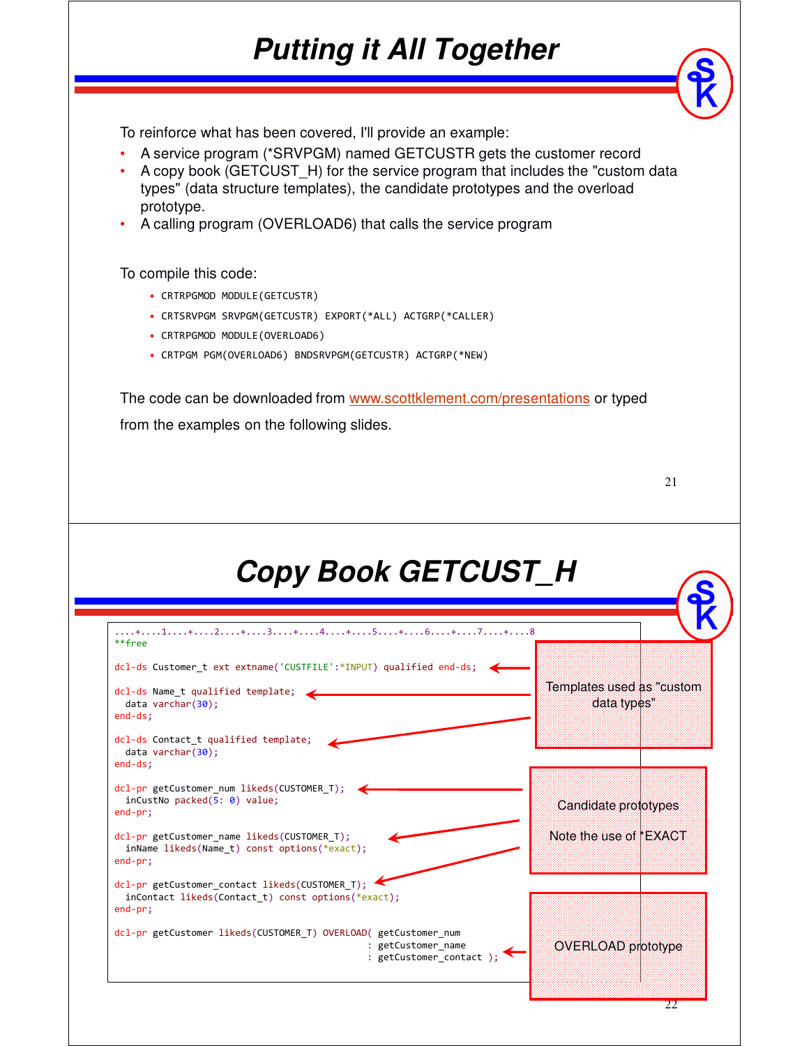# Putting it All Together

To reinforce what has been covered, I'll provide an example:

- A service program (*SRVPGM) named GETCUSTR gets the customer record
- A copy book (GETCUST_H) for the service program that includes the "custom data types" (data structure templates), the candidate prototypes and the overload prototype.
- A calling program (OVERLOAD6) that calls the service program

To compile this code:

- `CRTRPGMOD MODULE(GETCUSTR)`
- `CRTSRVPGM SRVPGM(GETCUSTR) EXPORT(*ALL) ACTGRP(*CALLER)`
- `CRTRPGMOD MODULE(OVERLOAD6)`
- `CRTPGM PGM(OVERLOAD6) BNDSRVPGM(GETCUSTR) ACTGRP(*NEW)`

The code can be downloaded from www.scottklement.com/presentations or typed from the examples on the following slides.

# Copy Book GETCUST_H

```
....+....1....+....2....+....3....+....4....+....5....+....6....+....7....+....8
**free

dcl-ds Customer_t ext extname('CUSTFILE':*INPUT) qualified end-ds;

dcl-ds Name_t qualified template;
  data varchar(30);
end-ds;

dcl-ds Contact_t qualified template;
  data varchar(30);
end-ds;

dcl-pr getCustomer_num likeds(CUSTOMER_T);
  inCustNo packed(5: 0) value;
end-pr;

dcl-pr getCustomer_name likeds(CUSTOMER_T);
  inName likeds(Name_t) const options(*exact);
end-pr;

dcl-pr getCustomer_contact likeds(CUSTOMER_T);
  inContact likeds(Contact_t) const options(*exact);
end-pr;

dcl-pr getCustomer likeds(CUSTOMER_T) OVERLOAD( getCustomer_num
                                              : getCustomer_name
                                              : getCustomer_contact );
```

- Templates used as "custom data types"
- Candidate prototypes — Note the use of *EXACT
- OVERLOAD prototype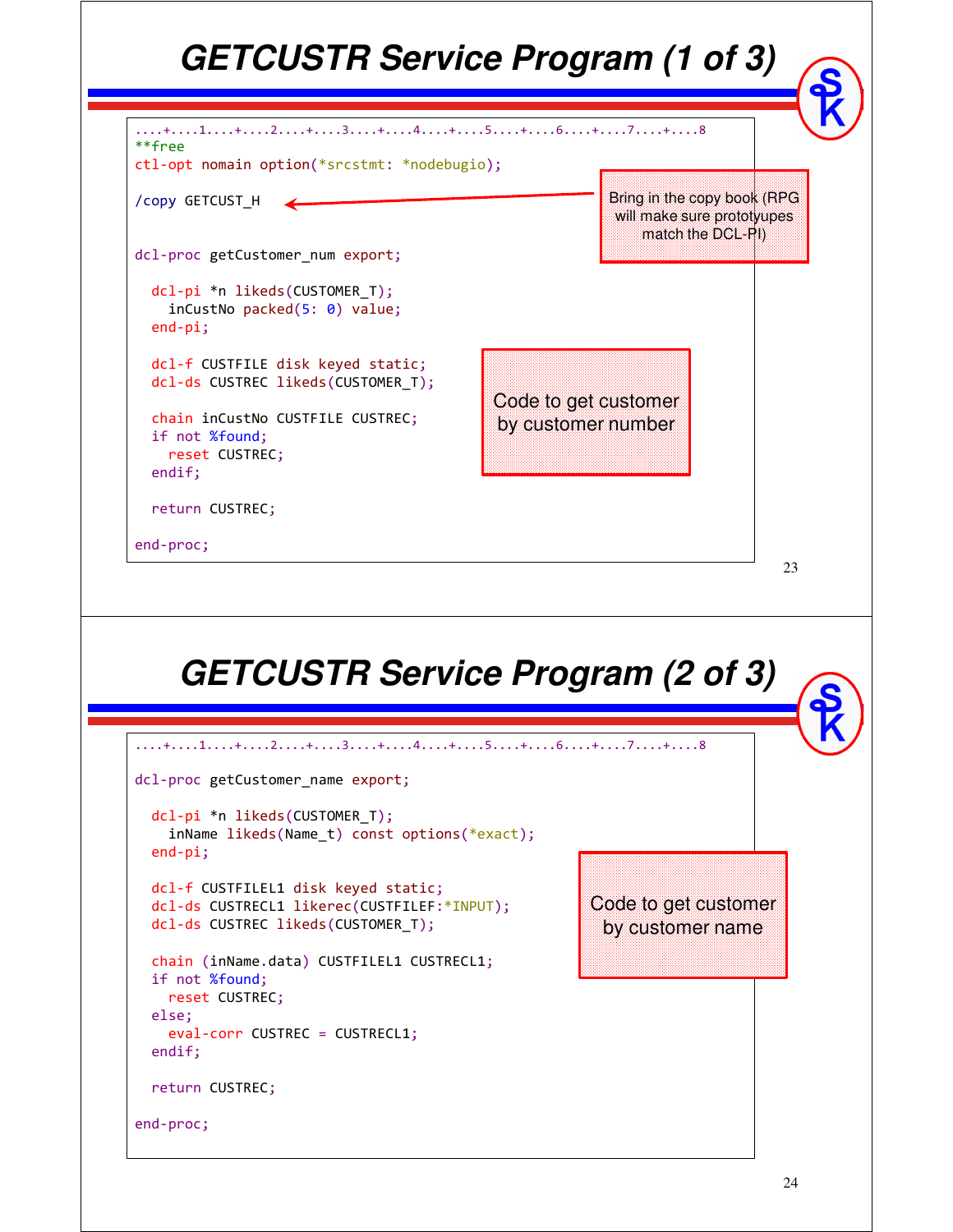# GETCUSTR Service Program (1 of 3)

```
....+....1....+....2....+....3....+....4....+....5....+....6....+....7....+....8
**free
ctl-opt nomain option(*srcstmt: *nodebugio);

/copy GETCUST_H


dcl-proc getCustomer_num export;

  dcl-pi *n likeds(CUSTOMER_T);
    inCustNo packed(5: 0) value;
  end-pi;

  dcl-f CUSTFILE disk keyed static;
  dcl-ds CUSTREC likeds(CUSTOMER_T);

  chain inCustNo CUSTFILE CUSTREC;
  if not %found;
    reset CUSTREC;
  endif;

  return CUSTREC;

end-proc;
```

Bring in the copy book (RPG will make sure prototyupes match the DCL-PI)

Code to get customer by customer number

# GETCUSTR Service Program (2 of 3)

```
....+....1....+....2....+....3....+....4....+....5....+....6....+....7....+....8

dcl-proc getCustomer_name export;

  dcl-pi *n likeds(CUSTOMER_T);
    inName likeds(Name_t) const options(*exact);
  end-pi;

  dcl-f CUSTFILEL1 disk keyed static;
  dcl-ds CUSTRECL1 likerec(CUSTFILEF:*INPUT);
  dcl-ds CUSTREC likeds(CUSTOMER_T);

  chain (inName.data) CUSTFILEL1 CUSTRECL1;
  if not %found;
    reset CUSTREC;
  else;
    eval-corr CUSTREC = CUSTRECL1;
  endif;

  return CUSTREC;

end-proc;
```

Code to get customer by customer name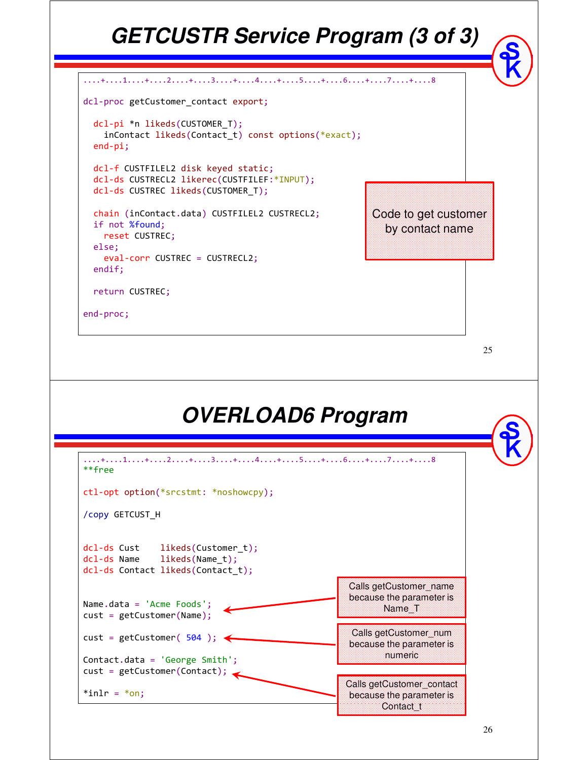# GETCUSTR Service Program (3 of 3)

```
....+....1....+....2....+....3....+....4....+....5....+....6....+....7....+....8

dcl-proc getCustomer_contact export;

  dcl-pi *n likeds(CUSTOMER_T);
    inContact likeds(Contact_t) const options(*exact);
  end-pi;

  dcl-f CUSTFILEL2 disk keyed static;
  dcl-ds CUSTRECL2 likerec(CUSTFILEF:*INPUT);
  dcl-ds CUSTREC likeds(CUSTOMER_T);

  chain (inContact.data) CUSTFILEL2 CUSTRECL2;
  if not %found;
    reset CUSTREC;
  else;
    eval-corr CUSTREC = CUSTRECL2;
  endif;

  return CUSTREC;

end-proc;
```

Code to get customer by contact name

# OVERLOAD6 Program

```
....+....1....+....2....+....3....+....4....+....5....+....6....+....7....+....8
**free

ctl-opt option(*srcstmt: *noshowcpy);

/copy GETCUST_H


dcl-ds Cust    likeds(Customer_t);
dcl-ds Name    likeds(Name_t);
dcl-ds Contact likeds(Contact_t);


Name.data = 'Acme Foods';
cust = getCustomer(Name);

cust = getCustomer( 504 );

Contact.data = 'George Smith';
cust = getCustomer(Contact);

*inlr = *on;
```

- Calls getCustomer_name because the parameter is Name_T
- Calls getCustomer_num because the parameter is numeric
- Calls getCustomer_contact because the parameter is Contact_t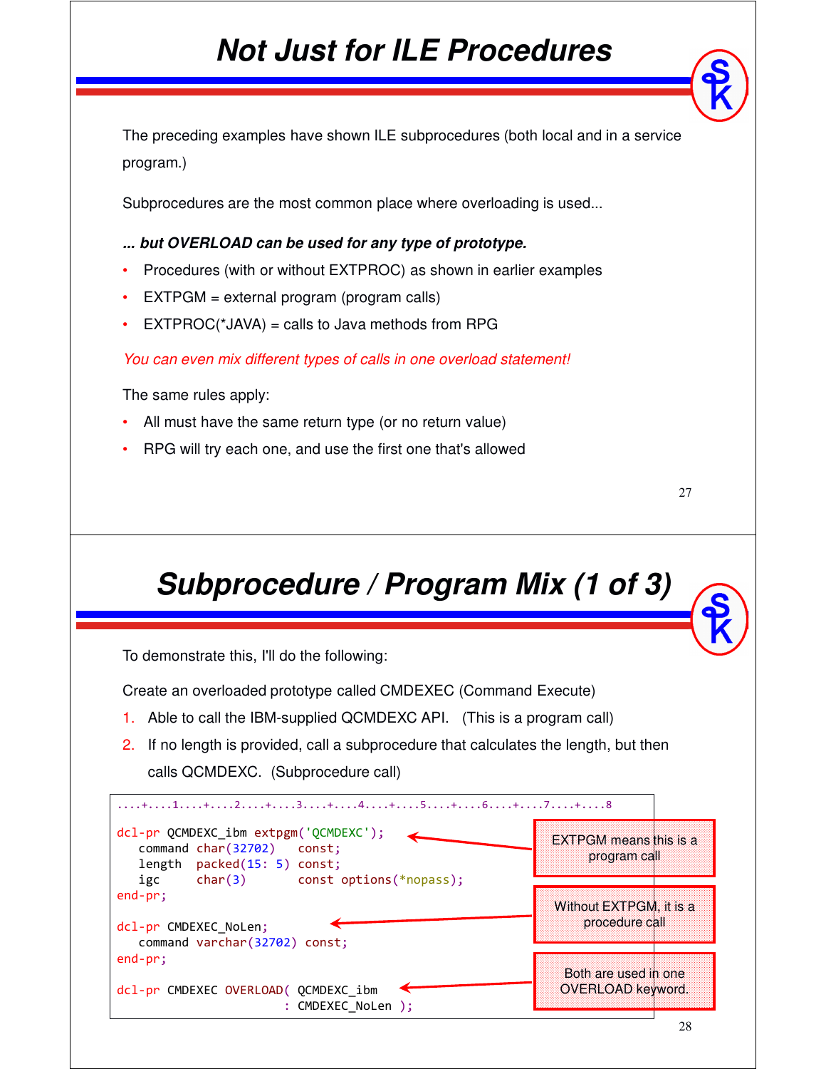# Not Just for ILE Procedures

The preceding examples have shown ILE subprocedures (both local and in a service program.)

Subprocedures are the most common place where overloading is used...

***... but OVERLOAD can be used for any type of prototype.***

- Procedures (with or without EXTPROC) as shown in earlier examples
- EXTPGM = external program (program calls)
- EXTPROC(*JAVA) = calls to Java methods from RPG

*You can even mix different types of calls in one overload statement!*

The same rules apply:

- All must have the same return type (or no return value)
- RPG will try each one, and use the first one that's allowed

# Subprocedure / Program Mix (1 of 3)

To demonstrate this, I'll do the following:

Create an overloaded prototype called CMDEXEC (Command Execute)

1. Able to call the IBM-supplied QCMDEXC API. (This is a program call)
2. If no length is provided, call a subprocedure that calculates the length, but then calls QCMDEXC. (Subprocedure call)

```
....+....1....+....2....+....3....+....4....+....5....+....6....+....7....+....8

dcl-pr QCMDEXC_ibm extpgm('QCMDEXC');
   command char(32702)   const;
   length  packed(15: 5) const;
   igc     char(3)       const options(*nopass);
end-pr;

dcl-pr CMDEXEC_NoLen;
   command varchar(32702) const;
end-pr;

dcl-pr CMDEXEC OVERLOAD( QCMDEXC_ibm
                       : CMDEXEC_NoLen );
```

- EXTPGM means this is a program call
- Without EXTPGM, it is a procedure call
- Both are used in one OVERLOAD keyword.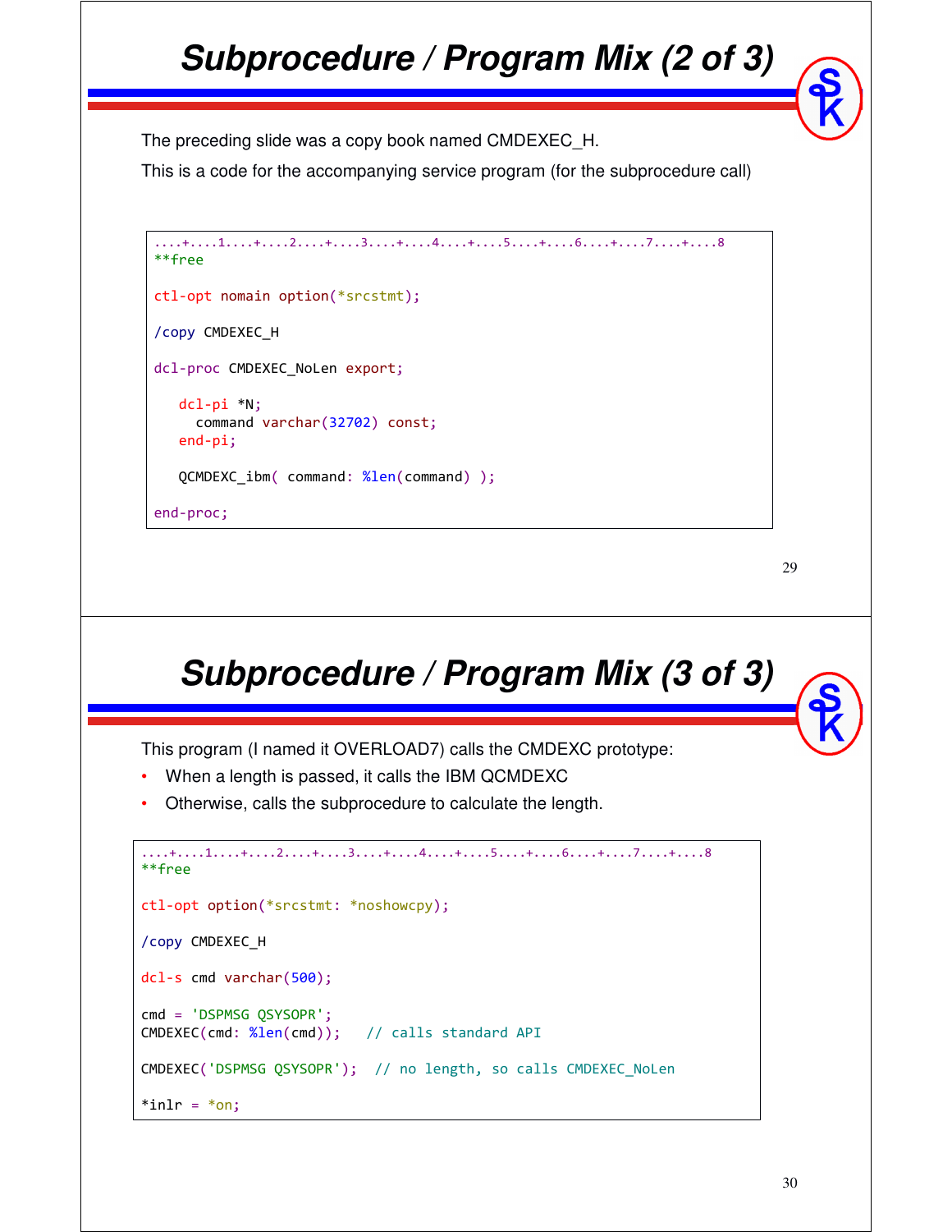# Subprocedure / Program Mix (2 of 3)

The preceding slide was a copy book named CMDEXEC_H.

This is a code for the accompanying service program (for the subprocedure call)

```
....+....1....+....2....+....3....+....4....+....5....+....6....+....7....+....8
**free

ctl-opt nomain option(*srcstmt);

/copy CMDEXEC_H

dcl-proc CMDEXEC_NoLen export;

   dcl-pi *N;
     command varchar(32702) const;
   end-pi;

   QCMDEXC_ibm( command: %len(command) );

end-proc;
```

# Subprocedure / Program Mix (3 of 3)

This program (I named it OVERLOAD7) calls the CMDEXC prototype:

- When a length is passed, it calls the IBM QCMDEXC
- Otherwise, calls the subprocedure to calculate the length.

```
....+....1....+....2....+....3....+....4....+....5....+....6....+....7....+....8
**free

ctl-opt option(*srcstmt: *noshowcpy);

/copy CMDEXEC_H

dcl-s cmd varchar(500);

cmd = 'DSPMSG QSYSOPR';
CMDEXEC(cmd: %len(cmd));   // calls standard API

CMDEXEC('DSPMSG QSYSOPR');  // no length, so calls CMDEXEC_NoLen

*inlr = *on;
```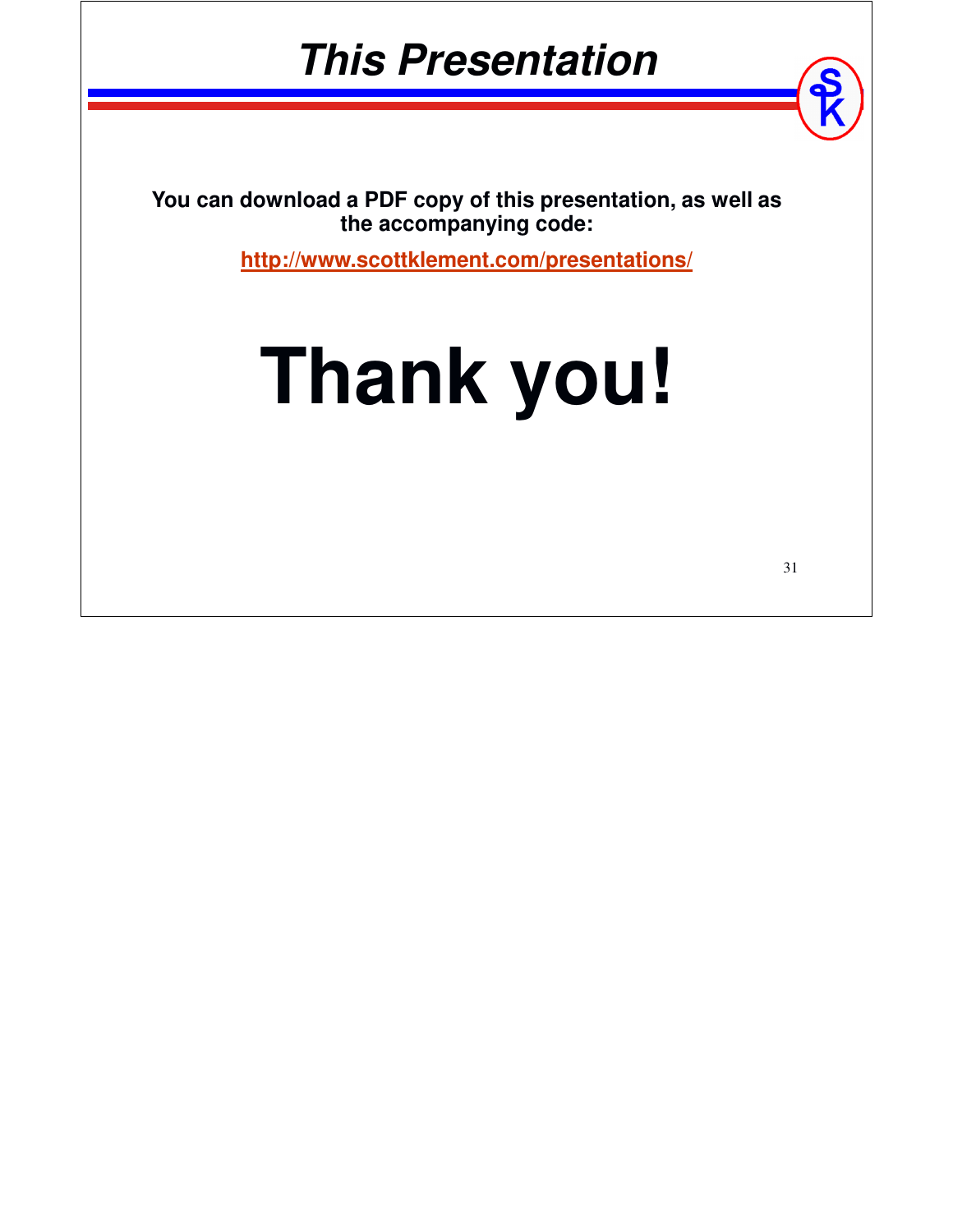# *This Presentation*

**You can download a PDF copy of this presentation, as well as the accompanying code:**

**http://www.scottklement.com/presentations/**

# Thank you!